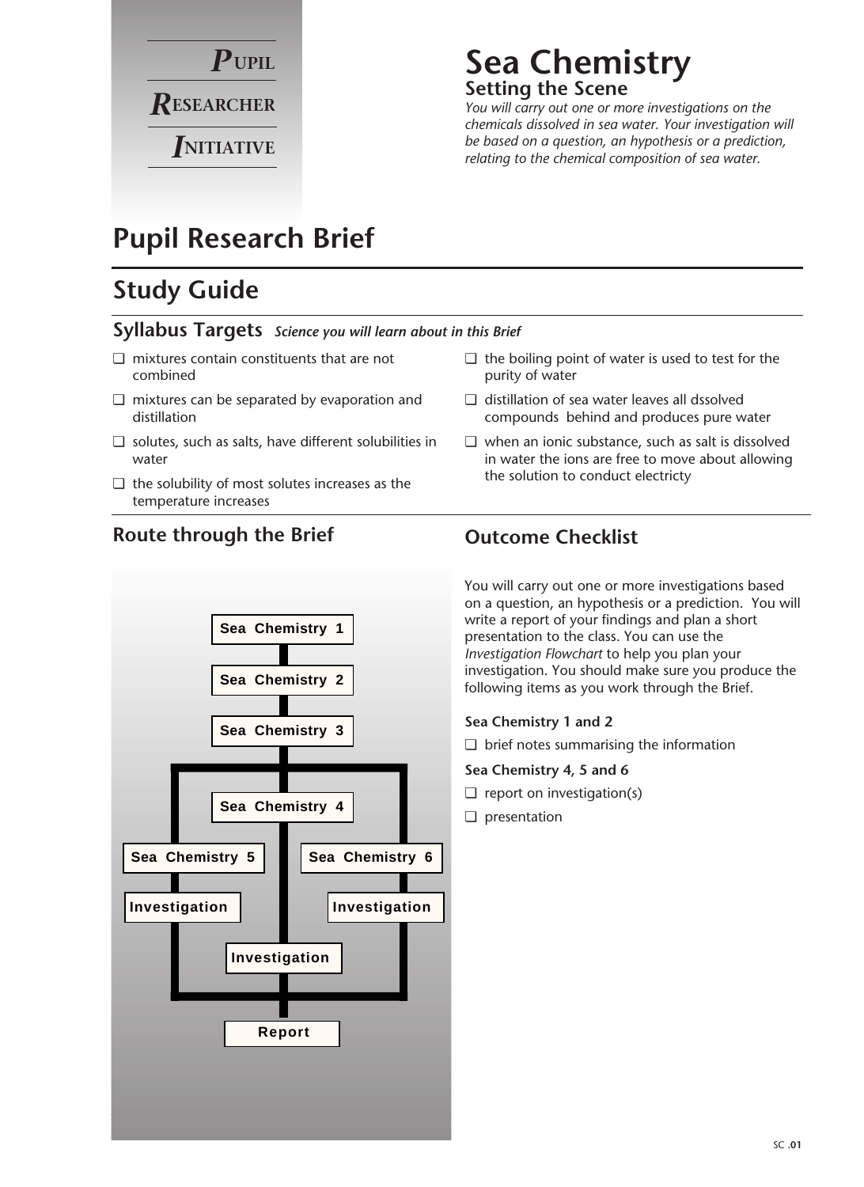**P**UPIL
**R**ESEARCHER
**I**NITIATIVE

# Sea Chemistry

## Setting the Scene

*You will carry out one or more investigations on the chemicals dissolved in sea water. Your investigation will be based on a question, an hypothesis or a prediction, relating to the chemical composition of sea water.*

# Pupil Research Brief

## Study Guide

### Syllabus Targets *Science you will learn about in this Brief*

- ❑ mixtures contain constituents that are not combined
- ❑ mixtures can be separated by evaporation and distillation
- ❑ solutes, such as salts, have different solubilities in water
- ❑ the solubility of most solutes increases as the temperature increases
- ❑ the boiling point of water is used to test for the purity of water
- ❑ distillation of sea water leaves all dssolved compounds behind and produces pure water
- ❑ when an ionic substance, such as salt is dissolved in water the ions are free to move about allowing the solution to conduct electricty

### Route through the Brief

Sea Chemistry 1 → Sea Chemistry 2 → Sea Chemistry 3 → then three routes:

- Sea Chemistry 5 → Investigation
- Sea Chemistry 4 → Investigation
- Sea Chemistry 6 → Investigation

→ Report

### Outcome Checklist

You will carry out one or more investigations based on a question, an hypothesis or a prediction. You will write a report of your findings and plan a short presentation to the class. You can use the *Investigation Flowchart* to help you plan your investigation. You should make sure you produce the following items as you work through the Brief.

**Sea Chemistry 1 and 2**

- ❑ brief notes summarising the information

**Sea Chemistry 4, 5 and 6**

- ❑ report on investigation(s)
- ❑ presentation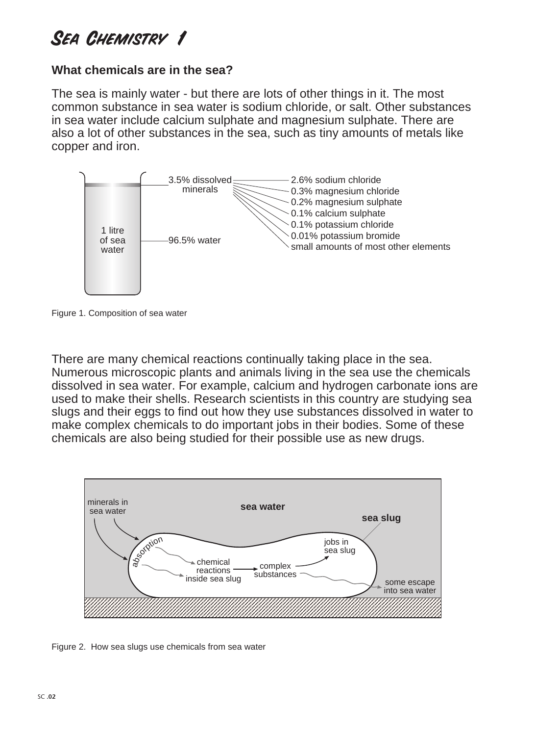# Sea Chemistry 1

**What chemicals are in the sea?**

The sea is mainly water - but there are lots of other things in it. The most common substance in sea water is sodium chloride, or salt. Other substances in sea water include calcium sulphate and magnesium sulphate. There are also a lot of other substances in the sea, such as tiny amounts of metals like copper and iron.

1 litre of sea water

- 3.5% dissolved minerals
  - 2.6% sodium chloride
  - 0.3% magnesium chloride
  - 0.2% magnesium sulphate
  - 0.1% calcium sulphate
  - 0.1% potassium chloride
  - 0.01% potassium bromide
  - small amounts of most other elements
- 96.5% water

Figure 1. Composition of sea water

There are many chemical reactions continually taking place in the sea. Numerous microscopic plants and animals living in the sea use the chemicals dissolved in sea water. For example, calcium and hydrogen carbonate ions are used to make their shells. Research scientists in this country are studying sea slugs and their eggs to find out how they use substances dissolved in water to make complex chemicals to do important jobs in their bodies. Some of these chemicals are also being studied for their possible use as new drugs.

sea water — sea slug — minerals in sea water — absorption — chemical reactions inside sea slug — complex substances — jobs in sea slug — some escape into sea water

Figure 2. How sea slugs use chemicals from sea water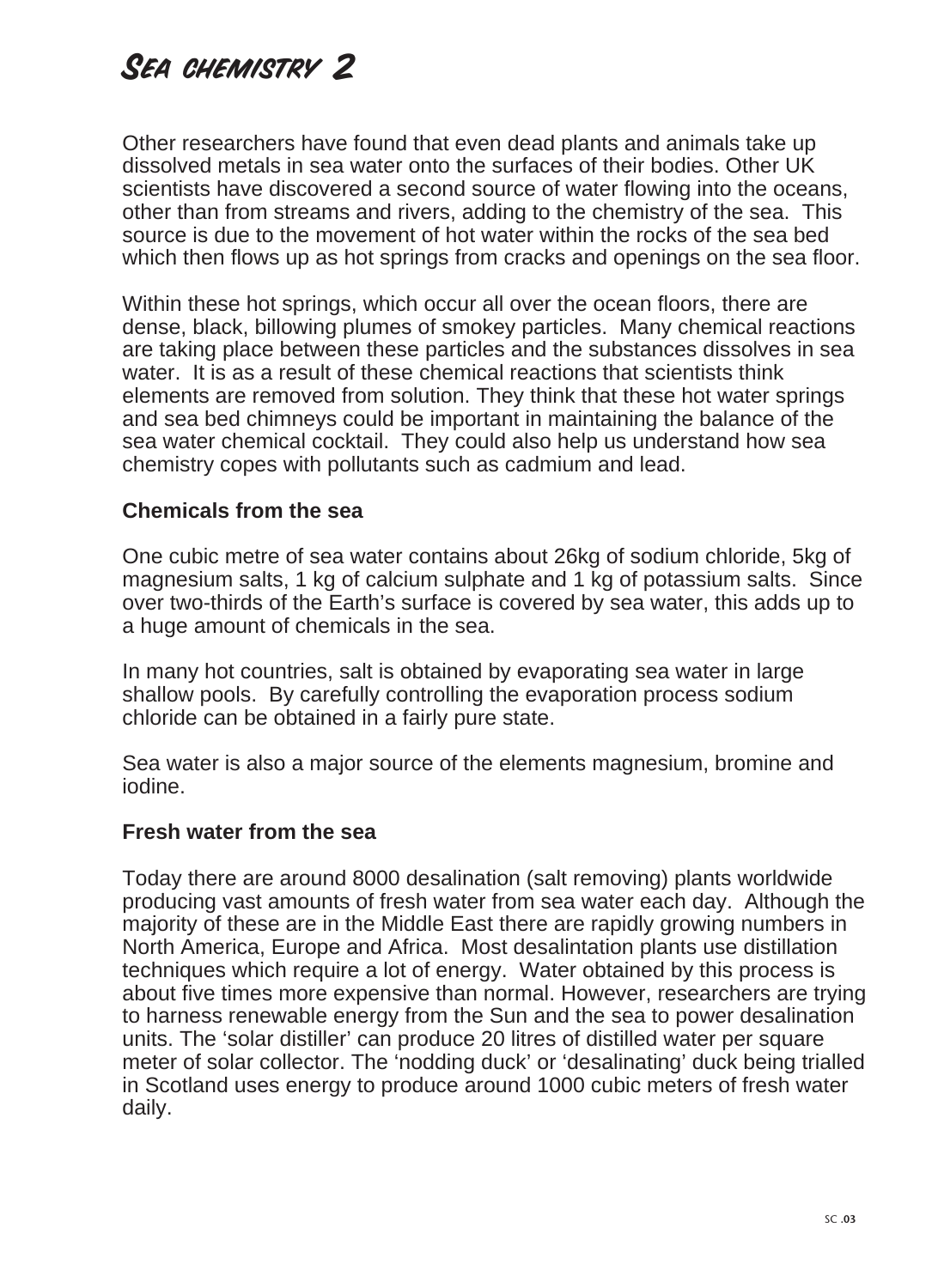# Sea chemistry 2

Other researchers have found that even dead plants and animals take up dissolved metals in sea water onto the surfaces of their bodies. Other UK scientists have discovered a second source of water flowing into the oceans, other than from streams and rivers, adding to the chemistry of the sea. This source is due to the movement of hot water within the rocks of the sea bed which then flows up as hot springs from cracks and openings on the sea floor.

Within these hot springs, which occur all over the ocean floors, there are dense, black, billowing plumes of smokey particles. Many chemical reactions are taking place between these particles and the substances dissolves in sea water. It is as a result of these chemical reactions that scientists think elements are removed from solution. They think that these hot water springs and sea bed chimneys could be important in maintaining the balance of the sea water chemical cocktail. They could also help us understand how sea chemistry copes with pollutants such as cadmium and lead.

### Chemicals from the sea

One cubic metre of sea water contains about 26kg of sodium chloride, 5kg of magnesium salts, 1 kg of calcium sulphate and 1 kg of potassium salts. Since over two-thirds of the Earth's surface is covered by sea water, this adds up to a huge amount of chemicals in the sea.

In many hot countries, salt is obtained by evaporating sea water in large shallow pools. By carefully controlling the evaporation process sodium chloride can be obtained in a fairly pure state.

Sea water is also a major source of the elements magnesium, bromine and iodine.

### Fresh water from the sea

Today there are around 8000 desalination (salt removing) plants worldwide producing vast amounts of fresh water from sea water each day. Although the majority of these are in the Middle East there are rapidly growing numbers in North America, Europe and Africa. Most desalintation plants use distillation techniques which require a lot of energy. Water obtained by this process is about five times more expensive than normal. However, researchers are trying to harness renewable energy from the Sun and the sea to power desalination units. The 'solar distiller' can produce 20 litres of distilled water per square meter of solar collector. The 'nodding duck' or 'desalinating' duck being trialled in Scotland uses energy to produce around 1000 cubic meters of fresh water daily.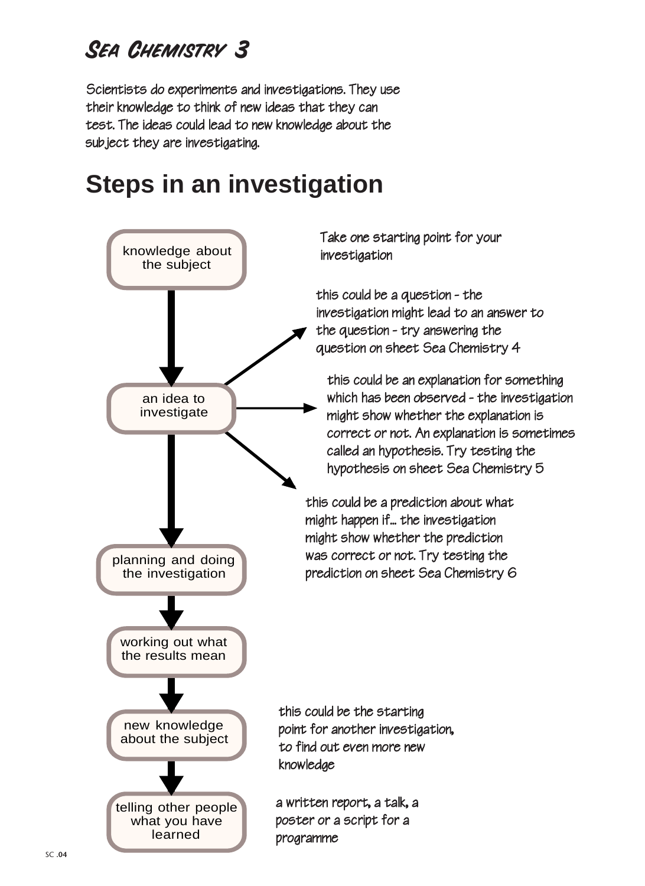# Sea Chemistry 3

Scientists do experiments and investigations. They use their knowledge to think of new ideas that they can test. The ideas could lead to new knowledge about the subject they are investigating.

## Steps in an investigation

**knowledge about the subject**

↓

**an idea to investigate**

Take one starting point for your investigation

- this could be a question - the investigation might lead to an answer to the question - try answering the question on sheet Sea Chemistry 4
- this could be an explanation for something which has been observed - the investigation might show whether the explanation is correct or not. An explanation is sometimes called an hypothesis. Try testing the hypothesis on sheet Sea Chemistry 5
- this could be a prediction about what might happen if... the investigation might show whether the prediction was correct or not. Try testing the prediction on sheet Sea Chemistry 6

↓

**planning and doing the investigation**

↓

**working out what the results mean**

↓

**new knowledge about the subject**

this could be the starting point for another investigation, to find out even more new knowledge

↓

**telling other people what you have learned**

a written report, a talk, a poster or a script for a programme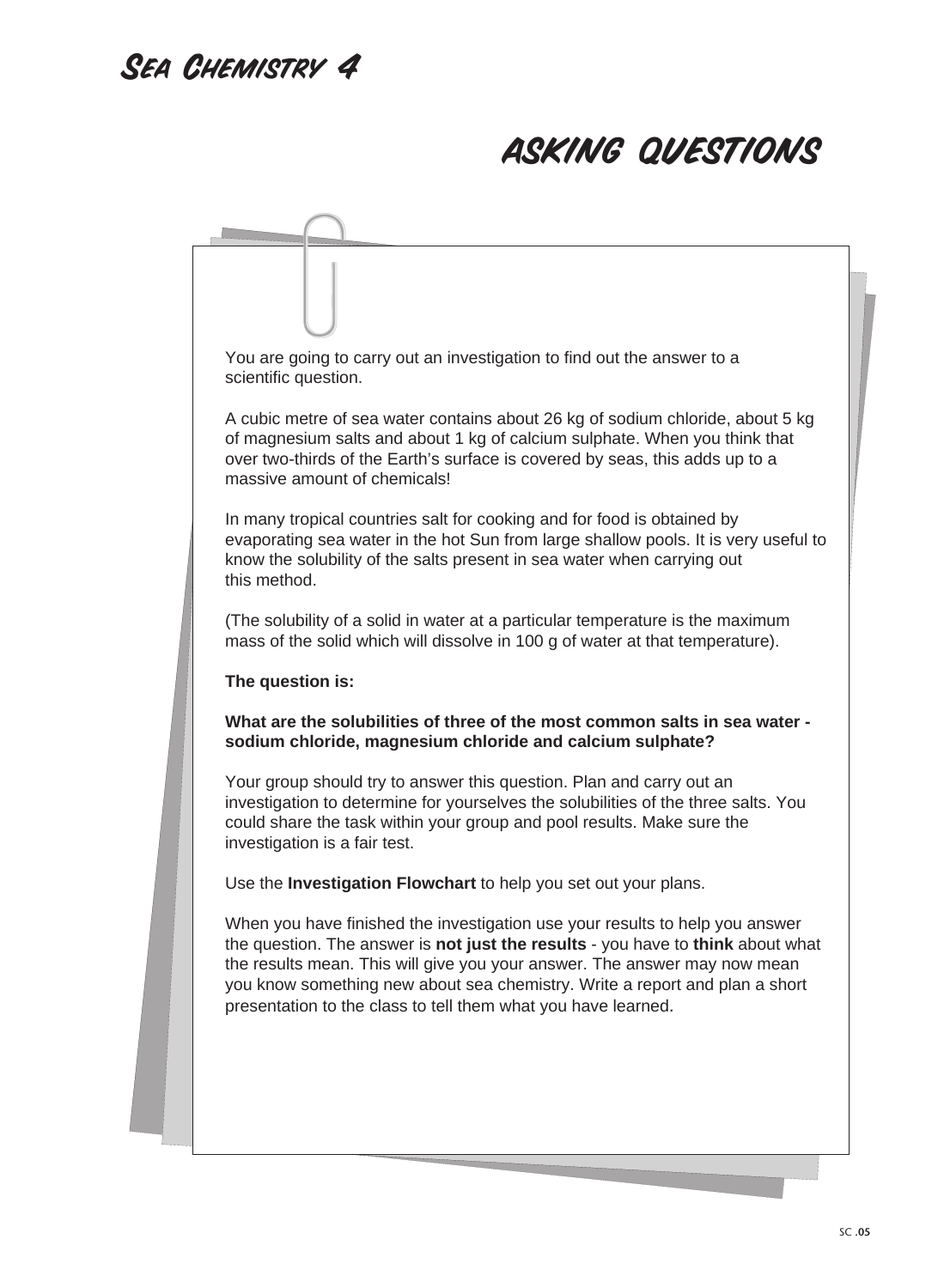# Sea Chemistry 4

## Asking Questions

You are going to carry out an investigation to find out the answer to a scientific question.

A cubic metre of sea water contains about 26 kg of sodium chloride, about 5 kg of magnesium salts and about 1 kg of calcium sulphate. When you think that over two-thirds of the Earth's surface is covered by seas, this adds up to a massive amount of chemicals!

In many tropical countries salt for cooking and for food is obtained by evaporating sea water in the hot Sun from large shallow pools. It is very useful to know the solubility of the salts present in sea water when carrying out this method.

(The solubility of a solid in water at a particular temperature is the maximum mass of the solid which will dissolve in 100 g of water at that temperature).

**The question is:**

**What are the solubilities of three of the most common salts in sea water - sodium chloride, magnesium chloride and calcium sulphate?**

Your group should try to answer this question. Plan and carry out an investigation to determine for yourselves the solubilities of the three salts. You could share the task within your group and pool results. Make sure the investigation is a fair test.

Use the **Investigation Flowchart** to help you set out your plans.

When you have finished the investigation use your results to help you answer the question. The answer is **not just the results** - you have to **think** about what the results mean. This will give you your answer. The answer may now mean you know something new about sea chemistry. Write a report and plan a short presentation to the class to tell them what you have learned.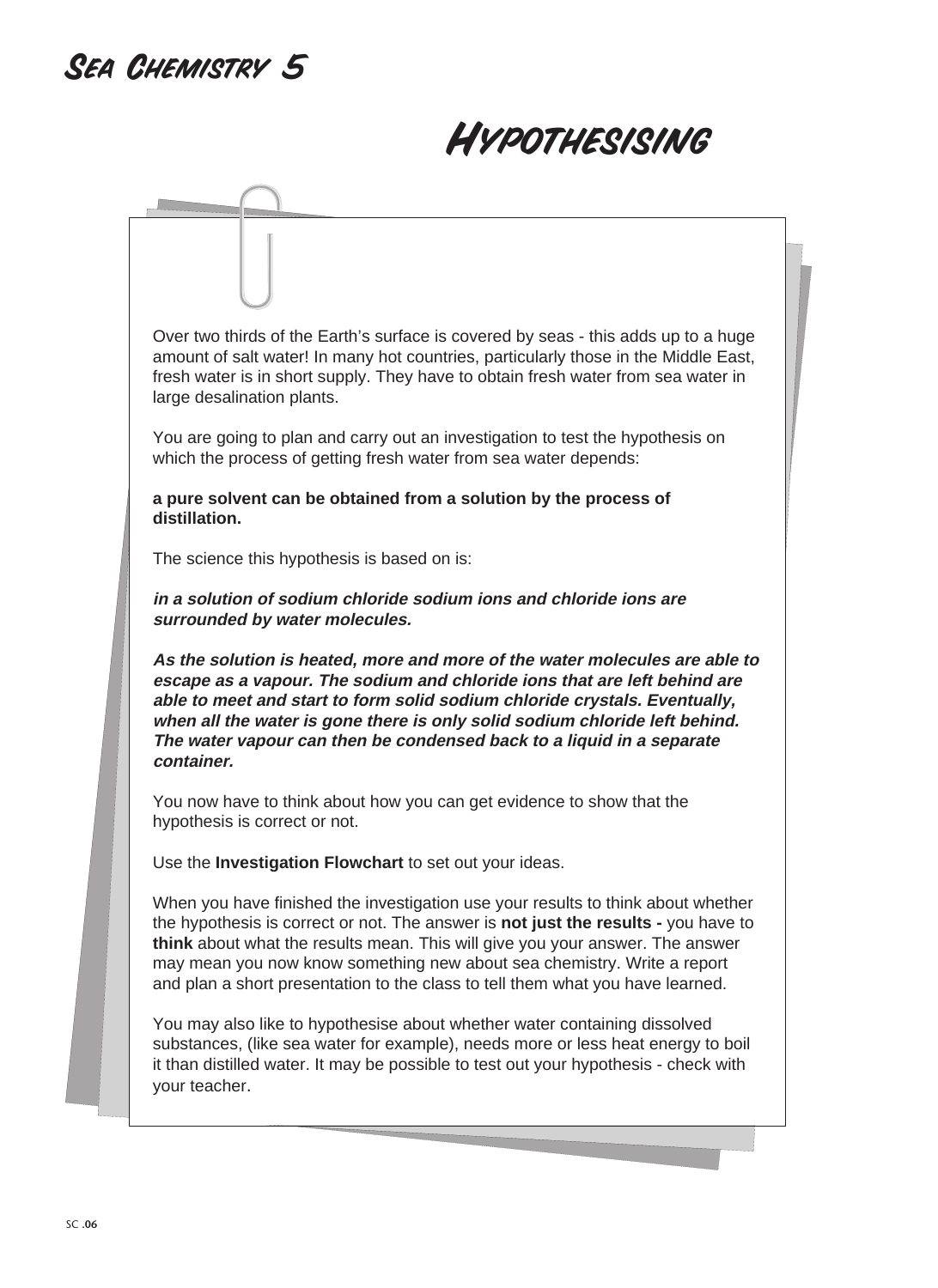# Sea Chemistry 5

## Hypothesising

Over two thirds of the Earth's surface is covered by seas - this adds up to a huge amount of salt water! In many hot countries, particularly those in the Middle East, fresh water is in short supply. They have to obtain fresh water from sea water in large desalination plants.

You are going to plan and carry out an investigation to test the hypothesis on which the process of getting fresh water from sea water depends:

**a pure solvent can be obtained from a solution by the process of distillation.**

The science this hypothesis is based on is:

***in a solution of sodium chloride sodium ions and chloride ions are surrounded by water molecules.***

***As the solution is heated, more and more of the water molecules are able to escape as a vapour. The sodium and chloride ions that are left behind are able to meet and start to form solid sodium chloride crystals. Eventually, when all the water is gone there is only solid sodium chloride left behind. The water vapour can then be condensed back to a liquid in a separate container.***

You now have to think about how you can get evidence to show that the hypothesis is correct or not.

Use the **Investigation Flowchart** to set out your ideas.

When you have finished the investigation use your results to think about whether the hypothesis is correct or not. The answer is **not just the results -** you have to **think** about what the results mean. This will give you your answer. The answer may mean you now know something new about sea chemistry. Write a report and plan a short presentation to the class to tell them what you have learned.

You may also like to hypothesise about whether water containing dissolved substances, (like sea water for example), needs more or less heat energy to boil it than distilled water. It may be possible to test out your hypothesis - check with your teacher.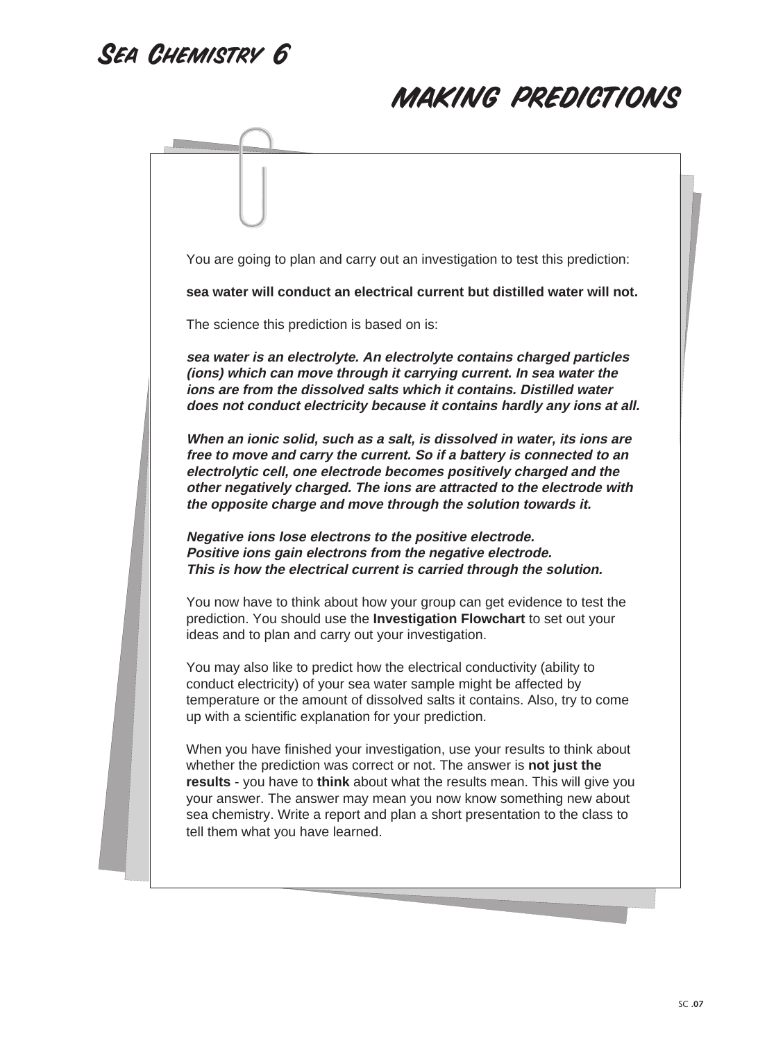# Sea Chemistry 6

## MAKING PREDICTIONS

You are going to plan and carry out an investigation to test this prediction:

**sea water will conduct an electrical current but distilled water will not.**

The science this prediction is based on is:

***sea water is an electrolyte. An electrolyte contains charged particles (ions) which can move through it carrying current. In sea water the ions are from the dissolved salts which it contains. Distilled water does not conduct electricity because it contains hardly any ions at all.***

***When an ionic solid, such as a salt, is dissolved in water, its ions are free to move and carry the current. So if a battery is connected to an electrolytic cell, one electrode becomes positively charged and the other negatively charged. The ions are attracted to the electrode with the opposite charge and move through the solution towards it.***

***Negative ions lose electrons to the positive electrode.***
***Positive ions gain electrons from the negative electrode.***
***This is how the electrical current is carried through the solution.***

You now have to think about how your group can get evidence to test the prediction. You should use the **Investigation Flowchart** to set out your ideas and to plan and carry out your investigation.

You may also like to predict how the electrical conductivity (ability to conduct electricity) of your sea water sample might be affected by temperature or the amount of dissolved salts it contains. Also, try to come up with a scientific explanation for your prediction.

When you have finished your investigation, use your results to think about whether the prediction was correct or not. The answer is **not just the results** - you have to **think** about what the results mean. This will give you your answer. The answer may mean you now know something new about sea chemistry. Write a report and plan a short presentation to the class to tell them what you have learned.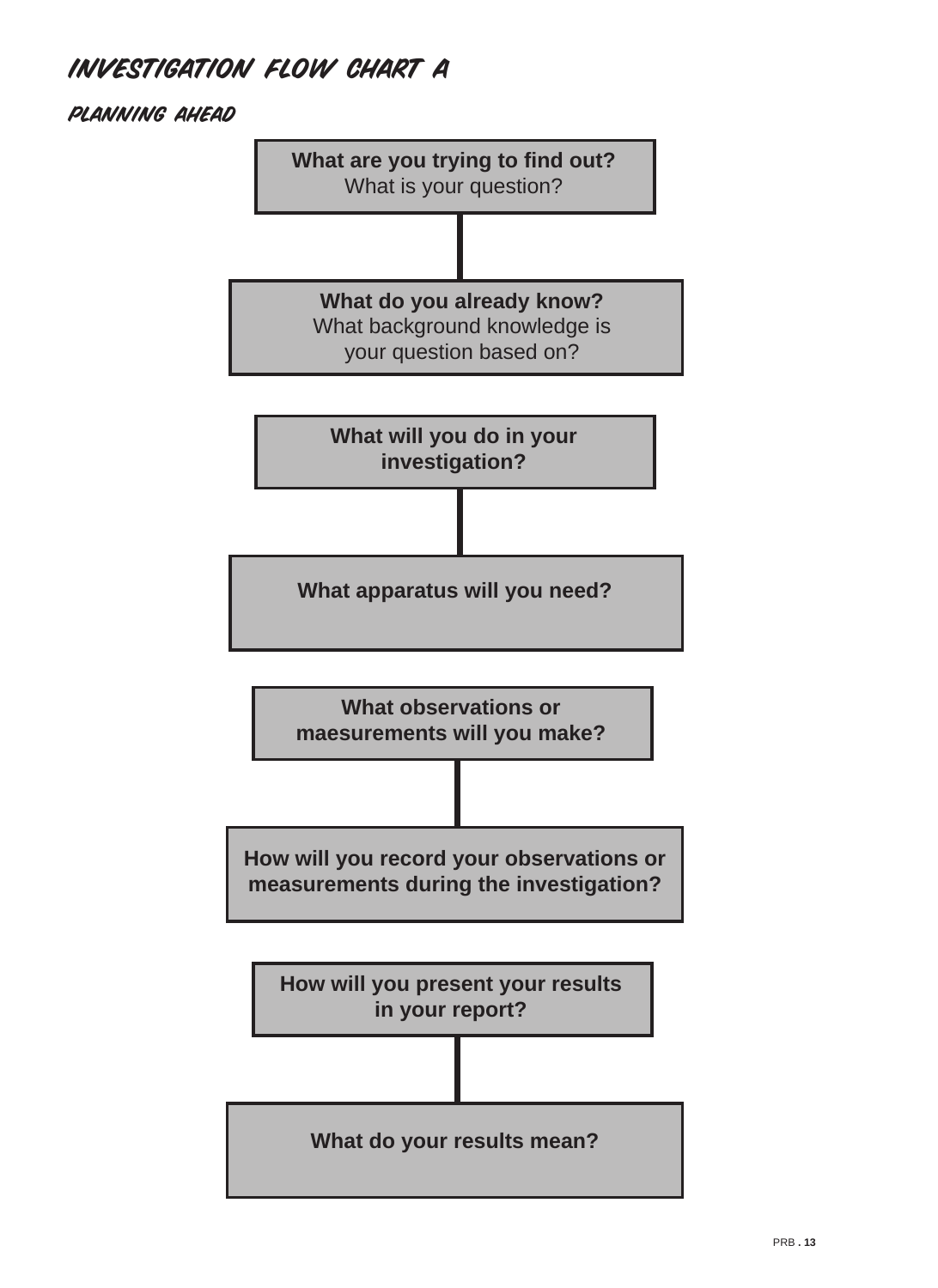# INVESTIGATION FLOW CHART A

## PLANNING AHEAD

**What are you trying to find out?**
What is your question?

**What do you already know?**
What background knowledge is your question based on?

**What will you do in your investigation?**

**What apparatus will you need?**

**What observations or maesurements will you make?**

**How will you record your observations or measurements during the investigation?**

**How will you present your results in your report?**

**What do your results mean?**